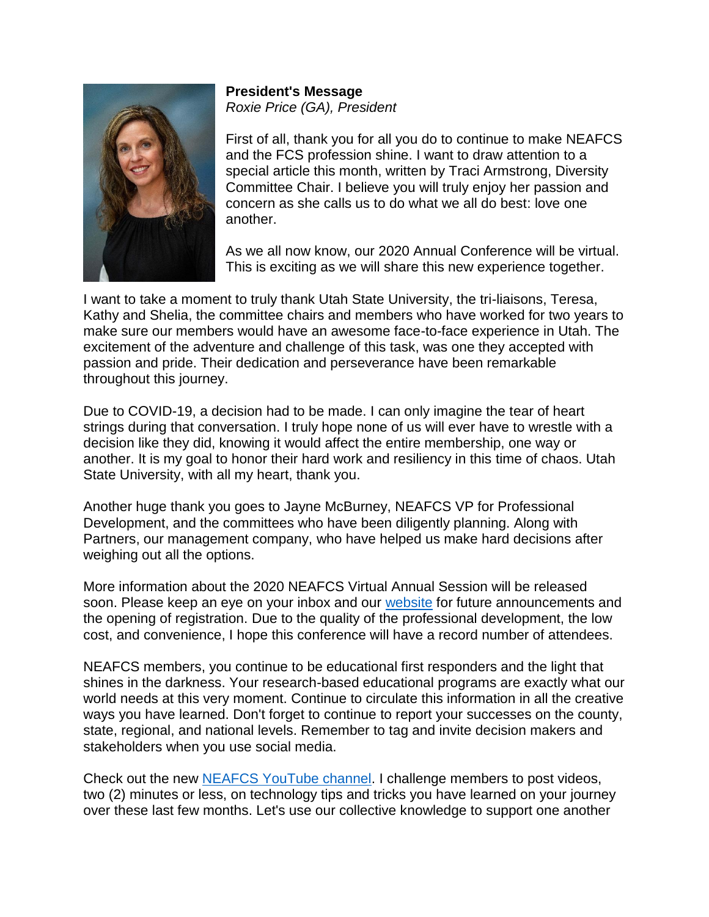**President's Message**
*Roxie Price (GA), President*

First of all, thank you for all you do to continue to make NEAFCS and the FCS profession shine. I want to draw attention to a special article this month, written by Traci Armstrong, Diversity Committee Chair. I believe you will truly enjoy her passion and concern as she calls us to do what we all do best: love one another.

As we all now know, our 2020 Annual Conference will be virtual. This is exciting as we will share this new experience together.

I want to take a moment to truly thank Utah State University, the tri-liaisons, Teresa, Kathy and Shelia, the committee chairs and members who have worked for two years to make sure our members would have an awesome face-to-face experience in Utah. The excitement of the adventure and challenge of this task, was one they accepted with passion and pride. Their dedication and perseverance have been remarkable throughout this journey.

Due to COVID-19, a decision had to be made. I can only imagine the tear of heart strings during that conversation. I truly hope none of us will ever have to wrestle with a decision like they did, knowing it would affect the entire membership, one way or another. It is my goal to honor their hard work and resiliency in this time of chaos. Utah State University, with all my heart, thank you.

Another huge thank you goes to Jayne McBurney, NEAFCS VP for Professional Development, and the committees who have been diligently planning. Along with Partners, our management company, who have helped us make hard decisions after weighing out all the options.

More information about the 2020 NEAFCS Virtual Annual Session will be released soon. Please keep an eye on your inbox and our website for future announcements and the opening of registration. Due to the quality of the professional development, the low cost, and convenience, I hope this conference will have a record number of attendees.

NEAFCS members, you continue to be educational first responders and the light that shines in the darkness. Your research-based educational programs are exactly what our world needs at this very moment. Continue to circulate this information in all the creative ways you have learned. Don't forget to continue to report your successes on the county, state, regional, and national levels. Remember to tag and invite decision makers and stakeholders when you use social media.

Check out the new NEAFCS YouTube channel. I challenge members to post videos, two (2) minutes or less, on technology tips and tricks you have learned on your journey over these last few months. Let's use our collective knowledge to support one another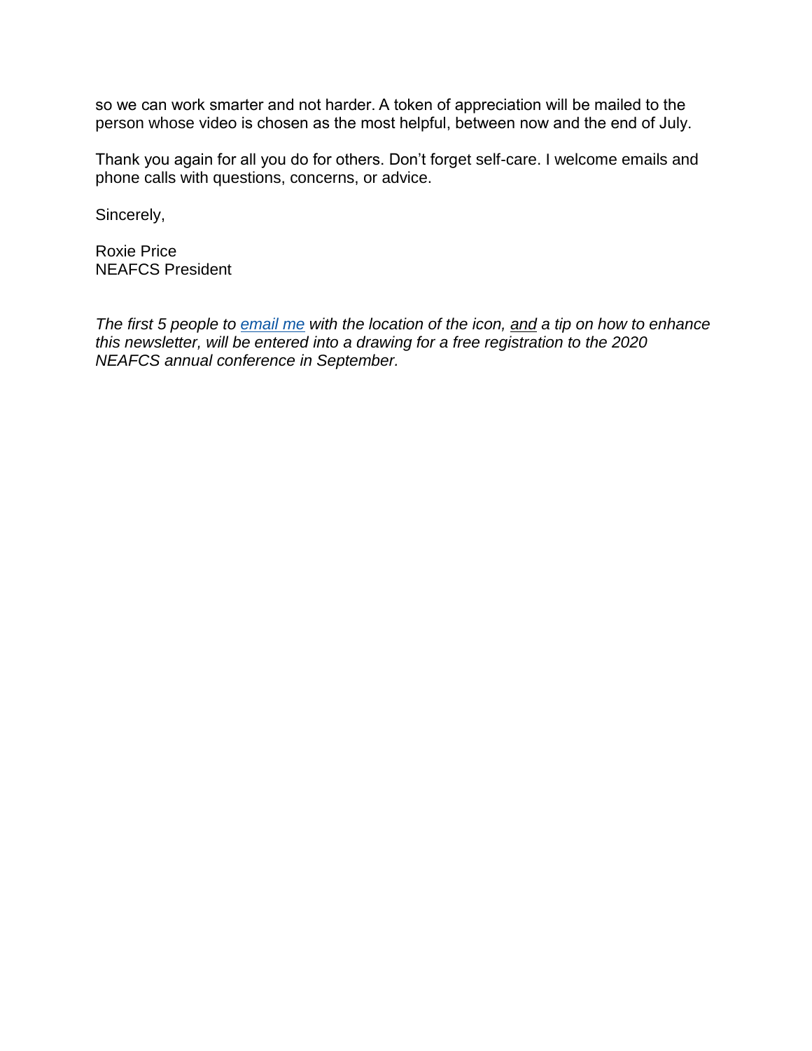so we can work smarter and not harder. A token of appreciation will be mailed to the person whose video is chosen as the most helpful, between now and the end of July.

Thank you again for all you do for others. Don't forget self-care. I welcome emails and phone calls with questions, concerns, or advice.

Sincerely,

Roxie Price
NEAFCS President

*The first 5 people to email me with the location of the icon, and a tip on how to enhance this newsletter, will be entered into a drawing for a free registration to the 2020 NEAFCS annual conference in September.*